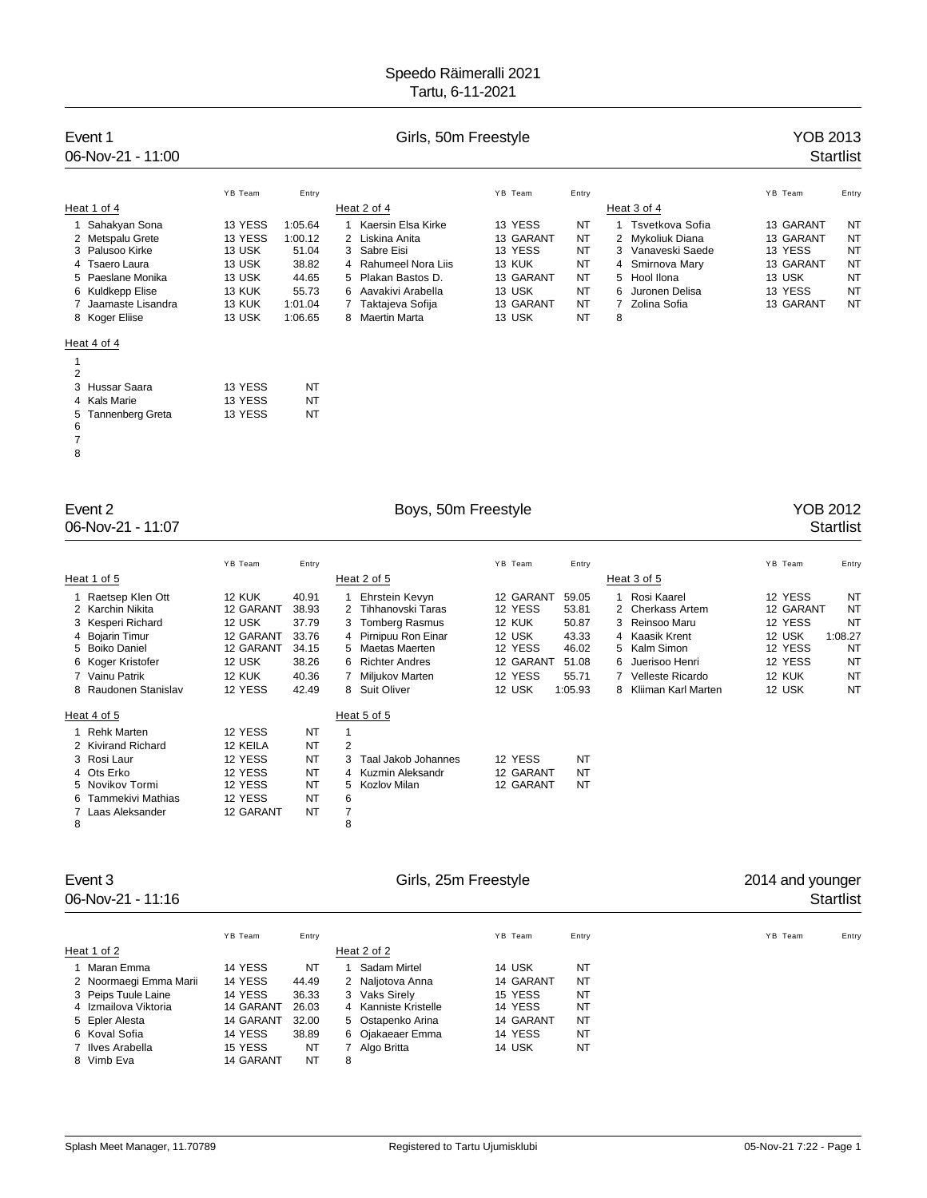# Speedo Räimeralli 2021

Tartu, 6-11-2021

## Event 1 — Girls, 50m Freestyle — YOB 2013

06-Nov-21 - 11:00 — Startlist

### Heat 1 of 4

| Lane | Name | YB | Team | Entry |
|---|---|---|---|---|
| 1 | Sahakyan Sona | 13 | YESS | 1:05.64 |
| 2 | Metspalu Grete | 13 | YESS | 1:00.12 |
| 3 | Palusoo Kirke | 13 | USK | 51.04 |
| 4 | Tsaero Laura | 13 | USK | 38.82 |
| 5 | Paeslane Monika | 13 | USK | 44.65 |
| 6 | Kuldkepp Elise | 13 | KUK | 55.73 |
| 7 | Jaamaste Lisandra | 13 | KUK | 1:01.04 |
| 8 | Koger Eliise | 13 | USK | 1:06.65 |

### Heat 2 of 4

| Lane | Name | YB | Team | Entry |
|---|---|---|---|---|
| 1 | Kaersin Elsa Kirke | 13 | YESS | NT |
| 2 | Liskina Anita | 13 | GARANT | NT |
| 3 | Sabre Eisi | 13 | YESS | NT |
| 4 | Rahumeel Nora Liis | 13 | KUK | NT |
| 5 | Plakan Bastos D. | 13 | GARANT | NT |
| 6 | Aavakivi Arabella | 13 | USK | NT |
| 7 | Taktajeva Sofija | 13 | GARANT | NT |
| 8 | Maertin Marta | 13 | USK | NT |

### Heat 3 of 4

| Lane | Name | YB | Team | Entry |
|---|---|---|---|---|
| 1 | Tsvetkova Sofia | 13 | GARANT | NT |
| 2 | Mykoliuk Diana | 13 | GARANT | NT |
| 3 | Vanaveski Saede | 13 | YESS | NT |
| 4 | Smirnova Mary | 13 | GARANT | NT |
| 5 | Hool Ilona | 13 | USK | NT |
| 6 | Juronen Delisa | 13 | YESS | NT |
| 7 | Zolina Sofia | 13 | GARANT | NT |
| 8 | | | | |

### Heat 4 of 4

| Lane | Name | YB | Team | Entry |
|---|---|---|---|---|
| 1 | | | | |
| 2 | | | | |
| 3 | Hussar Saara | 13 | YESS | NT |
| 4 | Kals Marie | 13 | YESS | NT |
| 5 | Tannenberg Greta | 13 | YESS | NT |
| 6 | | | | |
| 7 | | | | |
| 8 | | | | |

## Event 2 — Boys, 50m Freestyle — YOB 2012

06-Nov-21 - 11:07 — Startlist

### Heat 1 of 5

| Lane | Name | YB | Team | Entry |
|---|---|---|---|---|
| 1 | Raetsep Klen Ott | 12 | KUK | 40.91 |
| 2 | Karchin Nikita | 12 | GARANT | 38.93 |
| 3 | Kesperi Richard | 12 | USK | 37.79 |
| 4 | Bojarin Timur | 12 | GARANT | 33.76 |
| 5 | Boiko Daniel | 12 | GARANT | 34.15 |
| 6 | Koger Kristofer | 12 | USK | 38.26 |
| 7 | Vainu Patrik | 12 | KUK | 40.36 |
| 8 | Raudonen Stanislav | 12 | YESS | 42.49 |

### Heat 2 of 5

| Lane | Name | YB | Team | Entry |
|---|---|---|---|---|
| 1 | Ehrstein Kevyn | 12 | GARANT | 59.05 |
| 2 | Tihhanovski Taras | 12 | YESS | 53.81 |
| 3 | Tomberg Rasmus | 12 | KUK | 50.87 |
| 4 | Pirnipuu Ron Einar | 12 | USK | 43.33 |
| 5 | Maetas Maerten | 12 | YESS | 46.02 |
| 6 | Richter Andres | 12 | GARANT | 51.08 |
| 7 | Miljukov Marten | 12 | YESS | 55.71 |
| 8 | Suit Oliver | 12 | USK | 1:05.93 |

### Heat 3 of 5

| Lane | Name | YB | Team | Entry |
|---|---|---|---|---|
| 1 | Rosi Kaarel | 12 | YESS | NT |
| 2 | Cherkass Artem | 12 | GARANT | NT |
| 3 | Reinsoo Maru | 12 | YESS | NT |
| 4 | Kaasik Krent | 12 | USK | 1:08.27 |
| 5 | Kalm Simon | 12 | YESS | NT |
| 6 | Juerisoo Henri | 12 | YESS | NT |
| 7 | Velleste Ricardo | 12 | KUK | NT |
| 8 | Kliiman Karl Marten | 12 | USK | NT |

### Heat 4 of 5

| Lane | Name | YB | Team | Entry |
|---|---|---|---|---|
| 1 | Rehk Marten | 12 | YESS | NT |
| 2 | Kivirand Richard | 12 | KEILA | NT |
| 3 | Rosi Laur | 12 | YESS | NT |
| 4 | Ots Erko | 12 | YESS | NT |
| 5 | Novikov Tormi | 12 | YESS | NT |
| 6 | Tammekivi Mathias | 12 | YESS | NT |
| 7 | Laas Aleksander | 12 | GARANT | NT |
| 8 | | | | |

### Heat 5 of 5

| Lane | Name | YB | Team | Entry |
|---|---|---|---|---|
| 1 | | | | |
| 2 | | | | |
| 3 | Taal Jakob Johannes | 12 | YESS | NT |
| 4 | Kuzmin Aleksandr | 12 | GARANT | NT |
| 5 | Kozlov Milan | 12 | GARANT | NT |
| 6 | | | | |
| 7 | | | | |
| 8 | | | | |

## Event 3 — Girls, 25m Freestyle — 2014 and younger

06-Nov-21 - 11:16 — Startlist

### Heat 1 of 2

| Lane | Name | YB | Team | Entry |
|---|---|---|---|---|
| 1 | Maran Emma | 14 | YESS | NT |
| 2 | Noormaegi Emma Marii | 14 | YESS | 44.49 |
| 3 | Peips Tuule Laine | 14 | YESS | 36.33 |
| 4 | Izmailova Viktoria | 14 | GARANT | 26.03 |
| 5 | Epler Alesta | 14 | GARANT | 32.00 |
| 6 | Koval Sofia | 14 | YESS | 38.89 |
| 7 | Ilves Arabella | 15 | YESS | NT |
| 8 | Vimb Eva | 14 | GARANT | NT |

### Heat 2 of 2

| Lane | Name | YB | Team | Entry |
|---|---|---|---|---|
| 1 | Sadam Mirtel | 14 | USK | NT |
| 2 | Naljotova Anna | 14 | GARANT | NT |
| 3 | Vaks Sirely | 15 | YESS | NT |
| 4 | Kanniste Kristelle | 14 | YESS | NT |
| 5 | Ostapenko Arina | 14 | GARANT | NT |
| 6 | Ojakaeaer Emma | 14 | YESS | NT |
| 7 | Algo Britta | 14 | USK | NT |
| 8 | | | | |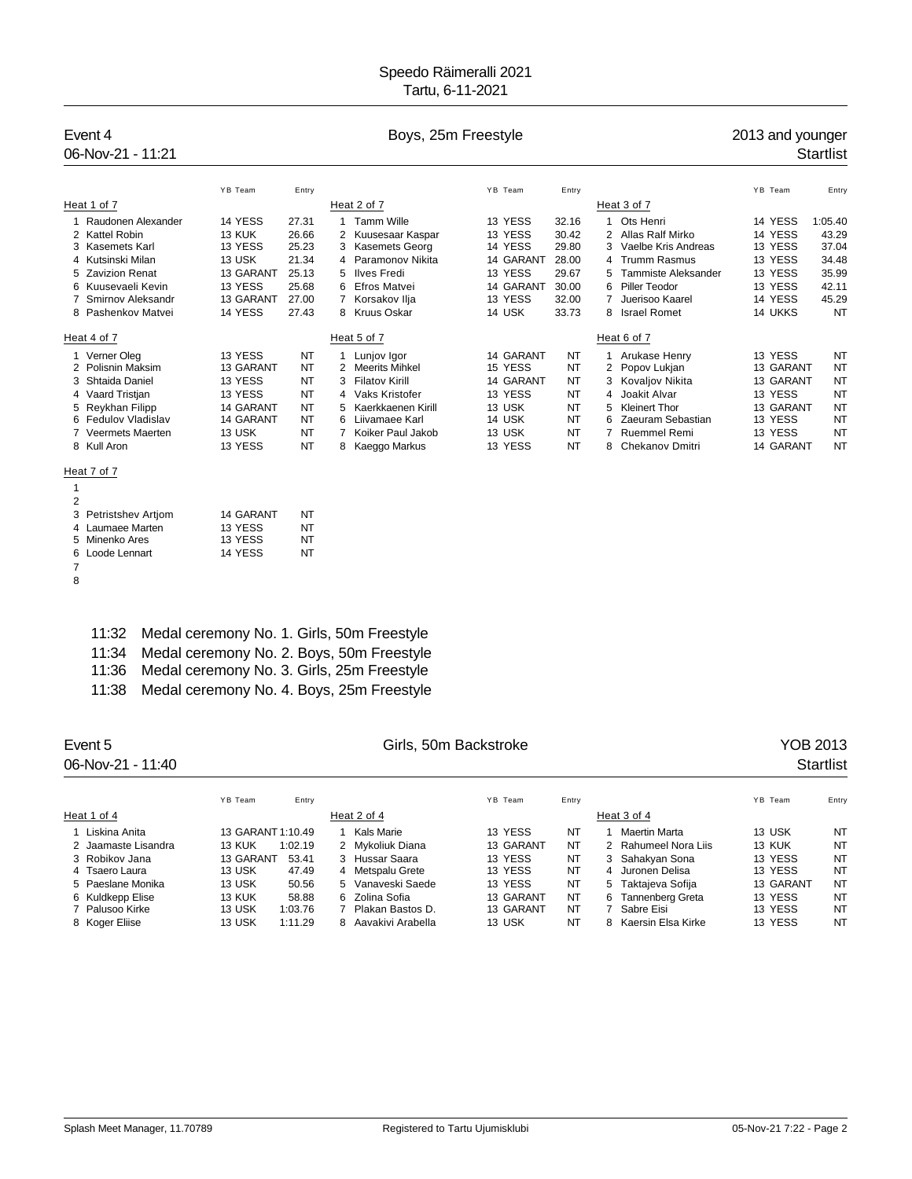Speedo Räimeralli 2021
Tartu, 6-11-2021

## Event 4 — Boys, 25m Freestyle — 2013 and younger

06-Nov-21 - 11:21 — Startlist

### Heat 1 of 7

| Lane | Name | YB | Team | Entry |
|---|---|---|---|---|
| 1 | Raudonen Alexander | 14 | YESS | 27.31 |
| 2 | Kattel Robin | 13 | KUK | 26.66 |
| 3 | Kasemets Karl | 13 | YESS | 25.23 |
| 4 | Kutsinski Milan | 13 | USK | 21.34 |
| 5 | Zavizion Renat | 13 | GARANT | 25.13 |
| 6 | Kuusevaeli Kevin | 13 | YESS | 25.68 |
| 7 | Smirnov Aleksandr | 13 | GARANT | 27.00 |
| 8 | Pashenkov Matvei | 14 | YESS | 27.43 |

### Heat 2 of 7

| Lane | Name | YB | Team | Entry |
|---|---|---|---|---|
| 1 | Tamm Wille | 13 | YESS | 32.16 |
| 2 | Kuusesaar Kaspar | 13 | YESS | 30.42 |
| 3 | Kasemets Georg | 14 | YESS | 29.80 |
| 4 | Paramonov Nikita | 14 | GARANT | 28.00 |
| 5 | Ilves Fredi | 13 | YESS | 29.67 |
| 6 | Efros Matvei | 14 | GARANT | 30.00 |
| 7 | Korsakov Ilja | 13 | YESS | 32.00 |
| 8 | Kruus Oskar | 14 | USK | 33.73 |

### Heat 3 of 7

| Lane | Name | YB | Team | Entry |
|---|---|---|---|---|
| 1 | Ots Henri | 14 | YESS | 1:05.40 |
| 2 | Allas Ralf Mirko | 14 | YESS | 43.29 |
| 3 | Vaelbe Kris Andreas | 13 | YESS | 37.04 |
| 4 | Trumm Rasmus | 13 | YESS | 34.48 |
| 5 | Tammiste Aleksander | 13 | YESS | 35.99 |
| 6 | Piller Teodor | 13 | YESS | 42.11 |
| 7 | Juerisoo Kaarel | 14 | YESS | 45.29 |
| 8 | Israel Romet | 14 | UKKS | NT |

### Heat 4 of 7

| Lane | Name | YB | Team | Entry |
|---|---|---|---|---|
| 1 | Verner Oleg | 13 | YESS | NT |
| 2 | Polisnin Maksim | 13 | GARANT | NT |
| 3 | Shtaida Daniel | 13 | YESS | NT |
| 4 | Vaard Tristjan | 13 | YESS | NT |
| 5 | Reykhan Filipp | 14 | GARANT | NT |
| 6 | Fedulov Vladislav | 14 | GARANT | NT |
| 7 | Veermets Maerten | 13 | USK | NT |
| 8 | Kull Aron | 13 | YESS | NT |

### Heat 5 of 7

| Lane | Name | YB | Team | Entry |
|---|---|---|---|---|
| 1 | Lunjov Igor | 14 | GARANT | NT |
| 2 | Meerits Mihkel | 15 | YESS | NT |
| 3 | Filatov Kirill | 14 | GARANT | NT |
| 4 | Vaks Kristofer | 13 | YESS | NT |
| 5 | Kaerkkaenen Kirill | 13 | USK | NT |
| 6 | Liivamaee Karl | 14 | USK | NT |
| 7 | Koiker Paul Jakob | 13 | USK | NT |
| 8 | Kaeggo Markus | 13 | YESS | NT |

### Heat 6 of 7

| Lane | Name | YB | Team | Entry |
|---|---|---|---|---|
| 1 | Arukase Henry | 13 | YESS | NT |
| 2 | Popov Lukjan | 13 | GARANT | NT |
| 3 | Kovaljov Nikita | 13 | GARANT | NT |
| 4 | Joakit Alvar | 13 | YESS | NT |
| 5 | Kleinert Thor | 13 | GARANT | NT |
| 6 | Zaeuram Sebastian | 13 | YESS | NT |
| 7 | Ruemmel Remi | 13 | YESS | NT |
| 8 | Chekanov Dmitri | 14 | GARANT | NT |

### Heat 7 of 7

| Lane | Name | YB | Team | Entry |
|---|---|---|---|---|
| 1 | | | | |
| 2 | | | | |
| 3 | Petristshev Artjom | 14 | GARANT | NT |
| 4 | Laumaee Marten | 13 | YESS | NT |
| 5 | Minenko Ares | 13 | YESS | NT |
| 6 | Loode Lennart | 14 | YESS | NT |
| 7 | | | | |
| 8 | | | | |

11:32 Medal ceremony No. 1. Girls, 50m Freestyle
11:34 Medal ceremony No. 2. Boys, 50m Freestyle
11:36 Medal ceremony No. 3. Girls, 25m Freestyle
11:38 Medal ceremony No. 4. Boys, 25m Freestyle

## Event 5 — Girls, 50m Backstroke — YOB 2013

06-Nov-21 - 11:40 — Startlist

### Heat 1 of 4

| Lane | Name | YB | Team | Entry |
|---|---|---|---|---|
| 1 | Liskina Anita | 13 | GARANT | 1:10.49 |
| 2 | Jaamaste Lisandra | 13 | KUK | 1:02.19 |
| 3 | Robikov Jana | 13 | GARANT | 53.41 |
| 4 | Tsaero Laura | 13 | USK | 47.49 |
| 5 | Paeslane Monika | 13 | USK | 50.56 |
| 6 | Kuldkepp Elise | 13 | KUK | 58.88 |
| 7 | Palusoo Kirke | 13 | USK | 1:03.76 |
| 8 | Koger Eliise | 13 | USK | 1:11.29 |

### Heat 2 of 4

| Lane | Name | YB | Team | Entry |
|---|---|---|---|---|
| 1 | Kals Marie | 13 | YESS | NT |
| 2 | Mykoliuk Diana | 13 | GARANT | NT |
| 3 | Hussar Saara | 13 | YESS | NT |
| 4 | Metspalu Grete | 13 | YESS | NT |
| 5 | Vanaveski Saede | 13 | YESS | NT |
| 6 | Zolina Sofia | 13 | GARANT | NT |
| 7 | Plakan Bastos D. | 13 | GARANT | NT |
| 8 | Aavakivi Arabella | 13 | USK | NT |

### Heat 3 of 4

| Lane | Name | YB | Team | Entry |
|---|---|---|---|---|
| 1 | Maertin Marta | 13 | USK | NT |
| 2 | Rahumeel Nora Liis | 13 | KUK | NT |
| 3 | Sahakyan Sona | 13 | YESS | NT |
| 4 | Juronen Delisa | 13 | YESS | NT |
| 5 | Taktajeva Sofija | 13 | GARANT | NT |
| 6 | Tannenberg Greta | 13 | YESS | NT |
| 7 | Sabre Eisi | 13 | YESS | NT |
| 8 | Kaersin Elsa Kirke | 13 | YESS | NT |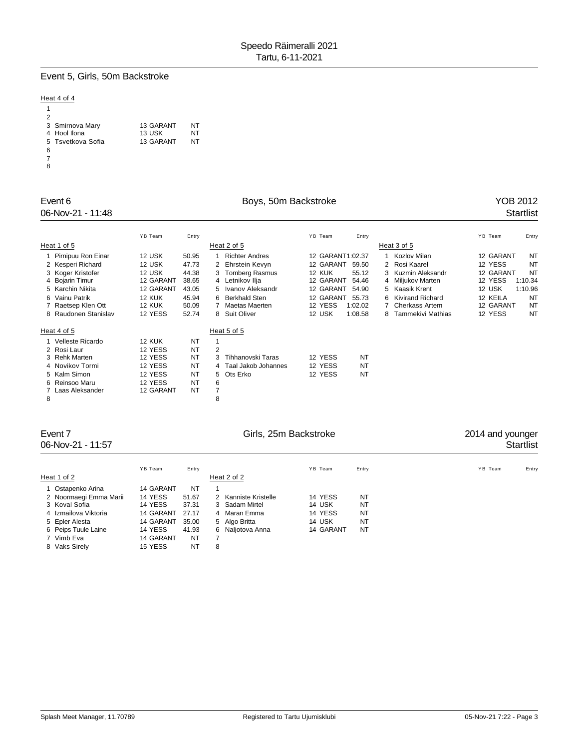## Event 5, Girls, 50m Backstroke

Heat 4 of 4

| Lane | Name | YB | Team | Entry |
|---|---|---|---|---|
| 1 | | | | |
| 2 | | | | |
| 3 | Smirnova Mary | 13 | GARANT | NT |
| 4 | Hool Ilona | 13 | USK | NT |
| 5 | Tsvetkova Sofia | 13 | GARANT | NT |
| 6 | | | | |
| 7 | | | | |
| 8 | | | | |

## Event 6 — Boys, 50m Backstroke — YOB 2012

06-Nov-21 - 11:48 — Startlist

Heat 1 of 5

| Lane | Name | YB | Team | Entry |
|---|---|---|---|---|
| 1 | Pirnipuu Ron Einar | 12 | USK | 50.95 |
| 2 | Kesperi Richard | 12 | USK | 47.73 |
| 3 | Koger Kristofer | 12 | USK | 44.38 |
| 4 | Bojarin Timur | 12 | GARANT | 38.65 |
| 5 | Karchin Nikita | 12 | GARANT | 43.05 |
| 6 | Vainu Patrik | 12 | KUK | 45.94 |
| 7 | Raetsep Klen Ott | 12 | KUK | 50.09 |
| 8 | Raudonen Stanislav | 12 | YESS | 52.74 |

Heat 2 of 5

| Lane | Name | YB | Team | Entry |
|---|---|---|---|---|
| 1 | Richter Andres | 12 | GARANT | 1:02.37 |
| 2 | Ehrstein Kevyn | 12 | GARANT | 59.50 |
| 3 | Tomberg Rasmus | 12 | KUK | 55.12 |
| 4 | Letnikov Ilja | 12 | GARANT | 54.46 |
| 5 | Ivanov Aleksandr | 12 | GARANT | 54.90 |
| 6 | Berkhald Sten | 12 | GARANT | 55.73 |
| 7 | Maetas Maerten | 12 | YESS | 1:02.02 |
| 8 | Suit Oliver | 12 | USK | 1:08.58 |

Heat 3 of 5

| Lane | Name | YB | Team | Entry |
|---|---|---|---|---|
| 1 | Kozlov Milan | 12 | GARANT | NT |
| 2 | Rosi Kaarel | 12 | YESS | NT |
| 3 | Kuzmin Aleksandr | 12 | GARANT | NT |
| 4 | Miljukov Marten | 12 | YESS | 1:10.34 |
| 5 | Kaasik Krent | 12 | USK | 1:10.96 |
| 6 | Kivirand Richard | 12 | KEILA | NT |
| 7 | Cherkass Artem | 12 | GARANT | NT |
| 8 | Tammekivi Mathias | 12 | YESS | NT |

Heat 4 of 5

| Lane | Name | YB | Team | Entry |
|---|---|---|---|---|
| 1 | Velleste Ricardo | 12 | KUK | NT |
| 2 | Rosi Laur | 12 | YESS | NT |
| 3 | Rehk Marten | 12 | YESS | NT |
| 4 | Novikov Tormi | 12 | YESS | NT |
| 5 | Kalm Simon | 12 | YESS | NT |
| 6 | Reinsoo Maru | 12 | YESS | NT |
| 7 | Laas Aleksander | 12 | GARANT | NT |
| 8 | | | | |

Heat 5 of 5

| Lane | Name | YB | Team | Entry |
|---|---|---|---|---|
| 1 | | | | |
| 2 | | | | |
| 3 | Tihhanovski Taras | 12 | YESS | NT |
| 4 | Taal Jakob Johannes | 12 | YESS | NT |
| 5 | Ots Erko | 12 | YESS | NT |
| 6 | | | | |
| 7 | | | | |
| 8 | | | | |

## Event 7 — Girls, 25m Backstroke — 2014 and younger

06-Nov-21 - 11:57 — Startlist

Heat 1 of 2

| Lane | Name | YB | Team | Entry |
|---|---|---|---|---|
| 1 | Ostapenko Arina | 14 | GARANT | NT |
| 2 | Noormaegi Emma Marii | 14 | YESS | 51.67 |
| 3 | Koval Sofia | 14 | YESS | 37.31 |
| 4 | Izmailova Viktoria | 14 | GARANT | 27.17 |
| 5 | Epler Alesta | 14 | GARANT | 35.00 |
| 6 | Peips Tuule Laine | 14 | YESS | 41.93 |
| 7 | Vimb Eva | 14 | GARANT | NT |
| 8 | Vaks Sirely | 15 | YESS | NT |

Heat 2 of 2

| Lane | Name | YB | Team | Entry |
|---|---|---|---|---|
| 1 | | | | |
| 2 | Kanniste Kristelle | 14 | YESS | NT |
| 3 | Sadam Mirtel | 14 | USK | NT |
| 4 | Maran Emma | 14 | YESS | NT |
| 5 | Algo Britta | 14 | USK | NT |
| 6 | Naljotova Anna | 14 | GARANT | NT |
| 7 | | | | |
| 8 | | | | |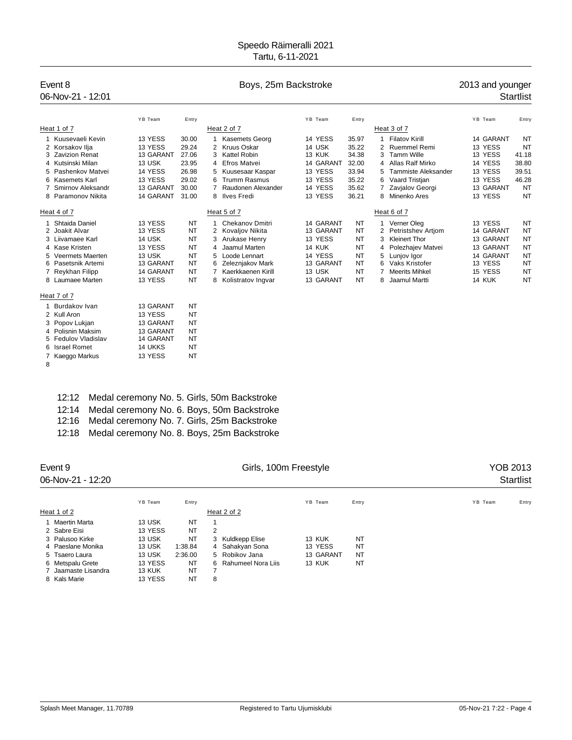# Speedo Räimeralli 2021

Tartu, 6-11-2021

## Event 8 — Boys, 25m Backstroke — 2013 and younger

06-Nov-21 - 12:01 — Startlist

### Heat 1 of 7

| Lane | Name | YB | Team | Entry |
|---|---|---|---|---|
| 1 | Kuusevaeli Kevin | 13 | YESS | 30.00 |
| 2 | Korsakov Ilja | 13 | YESS | 29.24 |
| 3 | Zavizion Renat | 13 | GARANT | 27.06 |
| 4 | Kutsinski Milan | 13 | USK | 23.95 |
| 5 | Pashenkov Matvei | 14 | YESS | 26.98 |
| 6 | Kasemets Karl | 13 | YESS | 29.02 |
| 7 | Smirnov Aleksandr | 13 | GARANT | 30.00 |
| 8 | Paramonov Nikita | 14 | GARANT | 31.00 |

### Heat 2 of 7

| Lane | Name | YB | Team | Entry |
|---|---|---|---|---|
| 1 | Kasemets Georg | 14 | YESS | 35.97 |
| 2 | Kruus Oskar | 14 | USK | 35.22 |
| 3 | Kattel Robin | 13 | KUK | 34.38 |
| 4 | Efros Matvei | 14 | GARANT | 32.00 |
| 5 | Kuusesaar Kaspar | 13 | YESS | 33.94 |
| 6 | Trumm Rasmus | 13 | YESS | 35.22 |
| 7 | Raudonen Alexander | 14 | YESS | 35.62 |
| 8 | Ilves Fredi | 13 | YESS | 36.21 |

### Heat 3 of 7

| Lane | Name | YB | Team | Entry |
|---|---|---|---|---|
| 1 | Filatov Kirill | 14 | GARANT | NT |
| 2 | Ruemmel Remi | 13 | YESS | NT |
| 3 | Tamm Wille | 13 | YESS | 41.18 |
| 4 | Allas Ralf Mirko | 14 | YESS | 38.80 |
| 5 | Tammiste Aleksander | 13 | YESS | 39.51 |
| 6 | Vaard Tristjan | 13 | YESS | 46.28 |
| 7 | Zavjalov Georgi | 13 | GARANT | NT |
| 8 | Minenko Ares | 13 | YESS | NT |

### Heat 4 of 7

| Lane | Name | YB | Team | Entry |
|---|---|---|---|---|
| 1 | Shtaida Daniel | 13 | YESS | NT |
| 2 | Joakit Alvar | 13 | YESS | NT |
| 3 | Liivamaee Karl | 14 | USK | NT |
| 4 | Kase Kristen | 13 | YESS | NT |
| 5 | Veermets Maerten | 13 | USK | NT |
| 6 | Pasetsnik Artemi | 13 | GARANT | NT |
| 7 | Reykhan Filipp | 14 | GARANT | NT |
| 8 | Laumaee Marten | 13 | YESS | NT |

### Heat 5 of 7

| Lane | Name | YB | Team | Entry |
|---|---|---|---|---|
| 1 | Chekanov Dmitri | 14 | GARANT | NT |
| 2 | Kovaljov Nikita | 13 | GARANT | NT |
| 3 | Arukase Henry | 13 | YESS | NT |
| 4 | Jaamul Marten | 14 | KUK | NT |
| 5 | Loode Lennart | 14 | YESS | NT |
| 6 | Zeleznjakov Mark | 13 | GARANT | NT |
| 7 | Kaerkkaenen Kirill | 13 | USK | NT |
| 8 | Kolistratov Ingvar | 13 | GARANT | NT |

### Heat 6 of 7

| Lane | Name | YB | Team | Entry |
|---|---|---|---|---|
| 1 | Verner Oleg | 13 | YESS | NT |
| 2 | Petristshev Artjom | 14 | GARANT | NT |
| 3 | Kleinert Thor | 13 | GARANT | NT |
| 4 | Polezhajev Matvei | 13 | GARANT | NT |
| 5 | Lunjov Igor | 14 | GARANT | NT |
| 6 | Vaks Kristofer | 13 | YESS | NT |
| 7 | Meerits Mihkel | 15 | YESS | NT |
| 8 | Jaamul Martti | 14 | KUK | NT |

### Heat 7 of 7

| Lane | Name | YB | Team | Entry |
|---|---|---|---|---|
| 1 | Burdakov Ivan | 13 | GARANT | NT |
| 2 | Kull Aron | 13 | YESS | NT |
| 3 | Popov Lukjan | 13 | GARANT | NT |
| 4 | Polisnin Maksim | 13 | GARANT | NT |
| 5 | Fedulov Vladislav | 14 | GARANT | NT |
| 6 | Israel Romet | 14 | UKKS | NT |
| 7 | Kaeggo Markus | 13 | YESS | NT |
| 8 | | | | |

12:12 Medal ceremony No. 5. Girls, 50m Backstroke
12:14 Medal ceremony No. 6. Boys, 50m Backstroke
12:16 Medal ceremony No. 7. Girls, 25m Backstroke
12:18 Medal ceremony No. 8. Boys, 25m Backstroke

## Event 9 — Girls, 100m Freestyle — YOB 2013

06-Nov-21 - 12:20 — Startlist

### Heat 1 of 2

| Lane | Name | YB | Team | Entry |
|---|---|---|---|---|
| 1 | Maertin Marta | 13 | USK | NT |
| 2 | Sabre Eisi | 13 | YESS | NT |
| 3 | Palusoo Kirke | 13 | USK | NT |
| 4 | Paeslane Monika | 13 | USK | 1:38.84 |
| 5 | Tsaero Laura | 13 | USK | 2:36.00 |
| 6 | Metspalu Grete | 13 | YESS | NT |
| 7 | Jaamaste Lisandra | 13 | KUK | NT |
| 8 | Kals Marie | 13 | YESS | NT |

### Heat 2 of 2

| Lane | Name | YB | Team | Entry |
|---|---|---|---|---|
| 1 | | | | |
| 2 | | | | |
| 3 | Kuldkepp Elise | 13 | KUK | NT |
| 4 | Sahakyan Sona | 13 | YESS | NT |
| 5 | Robikov Jana | 13 | GARANT | NT |
| 6 | Rahumeel Nora Liis | 13 | KUK | NT |
| 7 | | | | |
| 8 | | | | |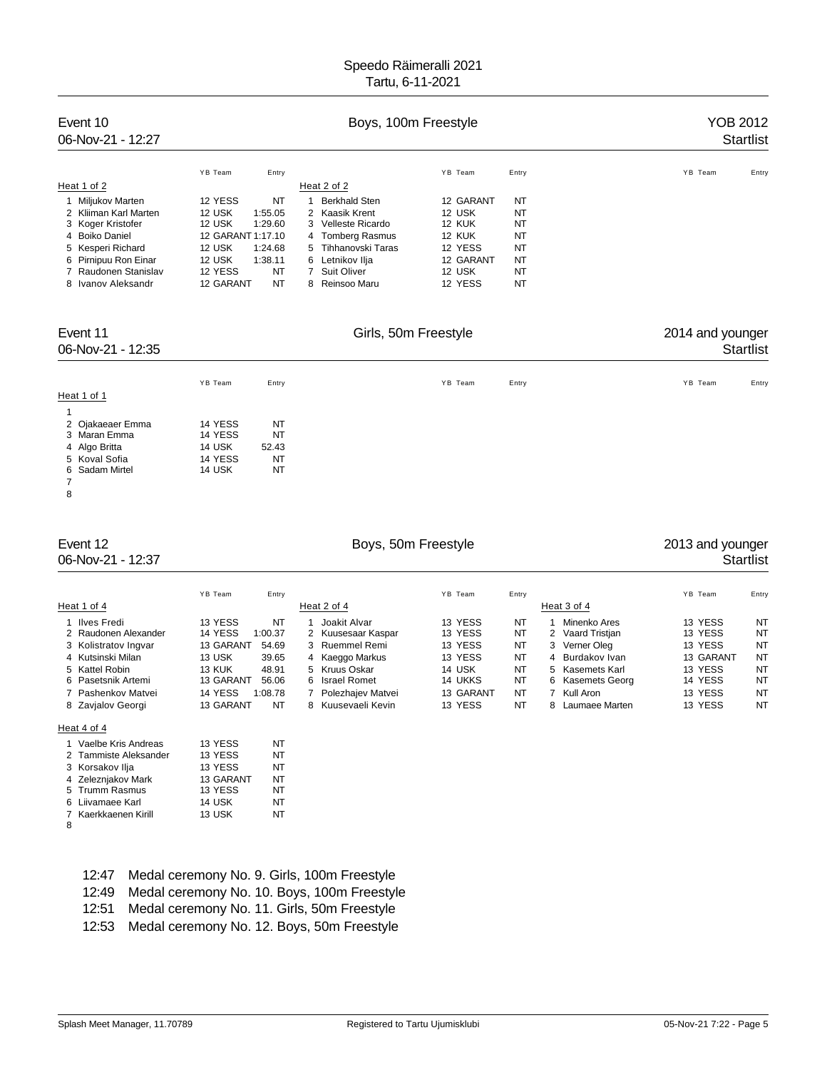# Speedo Räimeralli 2021

Tartu, 6-11-2021

## Event 10 — Boys, 100m Freestyle — YOB 2012

06-Nov-21 - 12:27 — Startlist

**Heat 1 of 2**

| Lane | Name | YB | Team | Entry |
|---|---|---|---|---|
| 1 | Miljukov Marten | 12 | YESS | NT |
| 2 | Kliiman Karl Marten | 12 | USK | 1:55.05 |
| 3 | Koger Kristofer | 12 | USK | 1:29.60 |
| 4 | Boiko Daniel | 12 | GARANT | 1:17.10 |
| 5 | Kesperi Richard | 12 | USK | 1:24.68 |
| 6 | Pirnipuu Ron Einar | 12 | USK | 1:38.11 |
| 7 | Raudonen Stanislav | 12 | YESS | NT |
| 8 | Ivanov Aleksandr | 12 | GARANT | NT |

**Heat 2 of 2**

| Lane | Name | YB | Team | Entry |
|---|---|---|---|---|
| 1 | Berkhald Sten | 12 | GARANT | NT |
| 2 | Kaasik Krent | 12 | USK | NT |
| 3 | Velleste Ricardo | 12 | KUK | NT |
| 4 | Tomberg Rasmus | 12 | KUK | NT |
| 5 | Tihhanovski Taras | 12 | YESS | NT |
| 6 | Letnikov Ilja | 12 | GARANT | NT |
| 7 | Suit Oliver | 12 | USK | NT |
| 8 | Reinsoo Maru | 12 | YESS | NT |

## Event 11 — Girls, 50m Freestyle — 2014 and younger

06-Nov-21 - 12:35 — Startlist

**Heat 1 of 1**

| Lane | Name | YB | Team | Entry |
|---|---|---|---|---|
| 1 | | | | |
| 2 | Ojakaeaer Emma | 14 | YESS | NT |
| 3 | Maran Emma | 14 | YESS | NT |
| 4 | Algo Britta | 14 | USK | 52.43 |
| 5 | Koval Sofia | 14 | YESS | NT |
| 6 | Sadam Mirtel | 14 | USK | NT |
| 7 | | | | |
| 8 | | | | |

## Event 12 — Boys, 50m Freestyle — 2013 and younger

06-Nov-21 - 12:37 — Startlist

**Heat 1 of 4**

| Lane | Name | YB | Team | Entry |
|---|---|---|---|---|
| 1 | Ilves Fredi | 13 | YESS | NT |
| 2 | Raudonen Alexander | 14 | YESS | 1:00.37 |
| 3 | Kolistratov Ingvar | 13 | GARANT | 54.69 |
| 4 | Kutsinski Milan | 13 | USK | 39.65 |
| 5 | Kattel Robin | 13 | KUK | 48.91 |
| 6 | Pasetsnik Artemi | 13 | GARANT | 56.06 |
| 7 | Pashenkov Matvei | 14 | YESS | 1:08.78 |
| 8 | Zavjalov Georgi | 13 | GARANT | NT |

**Heat 2 of 4**

| Lane | Name | YB | Team | Entry |
|---|---|---|---|---|
| 1 | Joakit Alvar | 13 | YESS | NT |
| 2 | Kuusesaar Kaspar | 13 | YESS | NT |
| 3 | Ruemmel Remi | 13 | YESS | NT |
| 4 | Kaeggo Markus | 13 | YESS | NT |
| 5 | Kruus Oskar | 14 | USK | NT |
| 6 | Israel Romet | 14 | UKKS | NT |
| 7 | Polezhajev Matvei | 13 | GARANT | NT |
| 8 | Kuusevaeli Kevin | 13 | YESS | NT |

**Heat 3 of 4**

| Lane | Name | YB | Team | Entry |
|---|---|---|---|---|
| 1 | Minenko Ares | 13 | YESS | NT |
| 2 | Vaard Tristjan | 13 | YESS | NT |
| 3 | Verner Oleg | 13 | YESS | NT |
| 4 | Burdakov Ivan | 13 | GARANT | NT |
| 5 | Kasemets Karl | 13 | YESS | NT |
| 6 | Kasemets Georg | 14 | YESS | NT |
| 7 | Kull Aron | 13 | YESS | NT |
| 8 | Laumaee Marten | 13 | YESS | NT |

**Heat 4 of 4**

| Lane | Name | YB | Team | Entry |
|---|---|---|---|---|
| 1 | Vaelbe Kris Andreas | 13 | YESS | NT |
| 2 | Tammiste Aleksander | 13 | YESS | NT |
| 3 | Korsakov Ilja | 13 | YESS | NT |
| 4 | Zeleznjakov Mark | 13 | GARANT | NT |
| 5 | Trumm Rasmus | 13 | YESS | NT |
| 6 | Liivamaee Karl | 14 | USK | NT |
| 7 | Kaerkkaenen Kirill | 13 | USK | NT |
| 8 | | | | |

12:47 Medal ceremony No. 9. Girls, 100m Freestyle

12:49 Medal ceremony No. 10. Boys, 100m Freestyle

12:51 Medal ceremony No. 11. Girls, 50m Freestyle

12:53 Medal ceremony No. 12. Boys, 50m Freestyle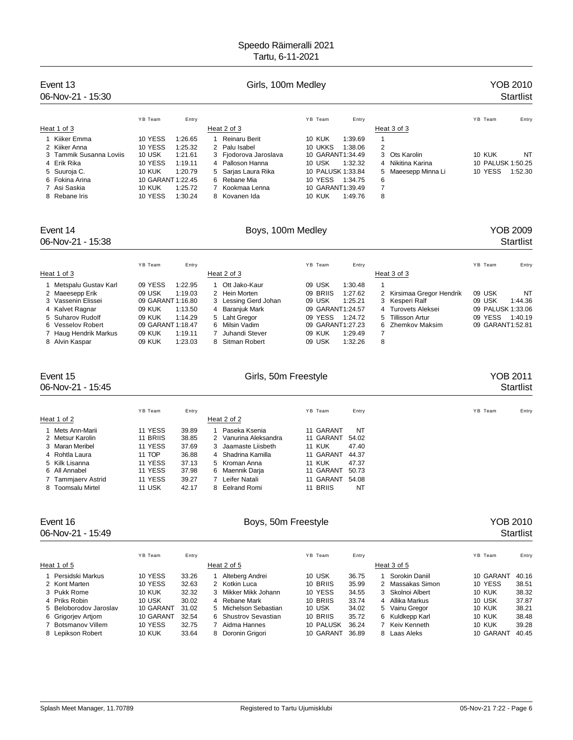# Speedo Räimeralli 2021

Tartu, 6-11-2021

## Event 13 — Girls, 100m Medley — YOB 2010

06-Nov-21 - 15:30 — Startlist

### Heat 1 of 3

| Lane | Name | YB | Team | Entry |
|---|---|---|---|---|
| 1 | Kiiker Emma | 10 | YESS | 1:26.65 |
| 2 | Kiiker Anna | 10 | YESS | 1:25.32 |
| 3 | Tammik Susanna Loviis | 10 | USK | 1:21.61 |
| 4 | Erik Rika | 10 | YESS | 1:19.11 |
| 5 | Suuroja C. | 10 | KUK | 1:20.79 |
| 6 | Fokina Arina | 10 | GARANT | 1:22.45 |
| 7 | Asi Saskia | 10 | KUK | 1:25.72 |
| 8 | Rebane Iris | 10 | YESS | 1:30.24 |

### Heat 2 of 3

| Lane | Name | YB | Team | Entry |
|---|---|---|---|---|
| 1 | Reinaru Berit | 10 | KUK | 1:39.69 |
| 2 | Palu Isabel | 10 | UKKS | 1:38.06 |
| 3 | Fjodorova Jaroslava | 10 | GARANT | 1:34.49 |
| 4 | Palloson Hanna | 10 | USK | 1:32.32 |
| 5 | Sarjas Laura Rika | 10 | PALUSK | 1:33.84 |
| 6 | Rebane Mia | 10 | YESS | 1:34.75 |
| 7 | Kookmaa Lenna | 10 | GARANT | 1:39.49 |
| 8 | Kovanen Ida | 10 | KUK | 1:49.76 |

### Heat 3 of 3

| Lane | Name | YB | Team | Entry |
|---|---|---|---|---|
| 1 | | | | |
| 2 | | | | |
| 3 | Ots Karolin | 10 | KUK | NT |
| 4 | Nikitina Karina | 10 | PALUSK | 1:50.25 |
| 5 | Maeesepp Minna Li | 10 | YESS | 1:52.30 |
| 6 | | | | |
| 7 | | | | |
| 8 | | | | |

## Event 14 — Boys, 100m Medley — YOB 2009

06-Nov-21 - 15:38 — Startlist

### Heat 1 of 3

| Lane | Name | YB | Team | Entry |
|---|---|---|---|---|
| 1 | Metspalu Gustav Karl | 09 | YESS | 1:22.95 |
| 2 | Maeesepp Erik | 09 | USK | 1:19.03 |
| 3 | Vassenin Elissei | 09 | GARANT | 1:16.80 |
| 4 | Kalvet Ragnar | 09 | KUK | 1:13.50 |
| 5 | Suharov Rudolf | 09 | KUK | 1:14.29 |
| 6 | Vesselov Robert | 09 | GARANT | 1:18.47 |
| 7 | Haug Hendrik Markus | 09 | KUK | 1:19.11 |
| 8 | Alvin Kaspar | 09 | KUK | 1:23.03 |

### Heat 2 of 3

| Lane | Name | YB | Team | Entry |
|---|---|---|---|---|
| 1 | Ott Jako-Kaur | 09 | USK | 1:30.48 |
| 2 | Hein Morten | 09 | BRIIS | 1:27.62 |
| 3 | Lessing Gerd Johan | 09 | USK | 1:25.21 |
| 4 | Baranjuk Mark | 09 | GARANT | 1:24.57 |
| 5 | Laht Gregor | 09 | YESS | 1:24.72 |
| 6 | Milsin Vadim | 09 | GARANT | 1:27.23 |
| 7 | Juhandi Stever | 09 | KUK | 1:29.49 |
| 8 | Sitman Robert | 09 | USK | 1:32.26 |

### Heat 3 of 3

| Lane | Name | YB | Team | Entry |
|---|---|---|---|---|
| 1 | | | | |
| 2 | Kirsimaa Gregor Hendrik | 09 | USK | NT |
| 3 | Kesperi Ralf | 09 | USK | 1:44.36 |
| 4 | Turovets Aleksei | 09 | PALUSK | 1:33.06 |
| 5 | Tillisson Artur | 09 | YESS | 1:40.19 |
| 6 | Zhemkov Maksim | 09 | GARANT | 1:52.81 |
| 7 | | | | |
| 8 | | | | |

## Event 15 — Girls, 50m Freestyle — YOB 2011

06-Nov-21 - 15:45 — Startlist

### Heat 1 of 2

| Lane | Name | YB | Team | Entry |
|---|---|---|---|---|
| 1 | Mets Ann-Marii | 11 | YESS | 39.89 |
| 2 | Metsur Karolin | 11 | BRIIS | 38.85 |
| 3 | Maran Meribel | 11 | YESS | 37.69 |
| 4 | Rohtla Laura | 11 | TOP | 36.88 |
| 5 | Kilk Lisanna | 11 | YESS | 37.13 |
| 6 | All Annabel | 11 | YESS | 37.98 |
| 7 | Tammjaerv Astrid | 11 | YESS | 39.27 |
| 8 | Toomsalu Mirtel | 11 | USK | 42.17 |

### Heat 2 of 2

| Lane | Name | YB | Team | Entry |
|---|---|---|---|---|
| 1 | Paseka Ksenia | 11 | GARANT | NT |
| 2 | Vanurina Aleksandra | 11 | GARANT | 54.02 |
| 3 | Jaamaste Liisbeth | 11 | KUK | 47.40 |
| 4 | Shadrina Kamilla | 11 | GARANT | 44.37 |
| 5 | Kroman Anna | 11 | KUK | 47.37 |
| 6 | Maennik Darja | 11 | GARANT | 50.73 |
| 7 | Leifer Natali | 11 | GARANT | 54.08 |
| 8 | Eelrand Romi | 11 | BRIIS | NT |

## Event 16 — Boys, 50m Freestyle — YOB 2010

06-Nov-21 - 15:49 — Startlist

### Heat 1 of 5

| Lane | Name | YB | Team | Entry |
|---|---|---|---|---|
| 1 | Persidski Markus | 10 | YESS | 33.26 |
| 2 | Kont Marten | 10 | YESS | 32.63 |
| 3 | Pukk Rome | 10 | KUK | 32.32 |
| 4 | Priks Robin | 10 | USK | 30.02 |
| 5 | Beloborodov Jaroslav | 10 | GARANT | 31.02 |
| 6 | Grigorjev Artjom | 10 | GARANT | 32.54 |
| 7 | Botsmanov Villem | 10 | YESS | 32.75 |
| 8 | Lepikson Robert | 10 | KUK | 33.64 |

### Heat 2 of 5

| Lane | Name | YB | Team | Entry |
|---|---|---|---|---|
| 1 | Alteberg Andrei | 10 | USK | 36.75 |
| 2 | Kotkin Luca | 10 | BRIIS | 35.99 |
| 3 | Mikker Mikk Johann | 10 | YESS | 34.55 |
| 4 | Rebane Mark | 10 | BRIIS | 33.74 |
| 5 | Michelson Sebastian | 10 | USK | 34.02 |
| 6 | Shustrov Sevastian | 10 | BRIIS | 35.72 |
| 7 | Aidma Hannes | 10 | PALUSK | 36.24 |
| 8 | Doronin Grigori | 10 | GARANT | 36.89 |

### Heat 3 of 5

| Lane | Name | YB | Team | Entry |
|---|---|---|---|---|
| 1 | Sorokin Daniil | 10 | GARANT | 40.16 |
| 2 | Massakas Simon | 10 | YESS | 38.51 |
| 3 | Skolnoi Albert | 10 | KUK | 38.32 |
| 4 | Allika Markus | 10 | USK | 37.87 |
| 5 | Vainu Gregor | 10 | KUK | 38.21 |
| 6 | Kuldkepp Karl | 10 | KUK | 38.48 |
| 7 | Keiv Kenneth | 10 | KUK | 39.28 |
| 8 | Laas Aleks | 10 | GARANT | 40.45 |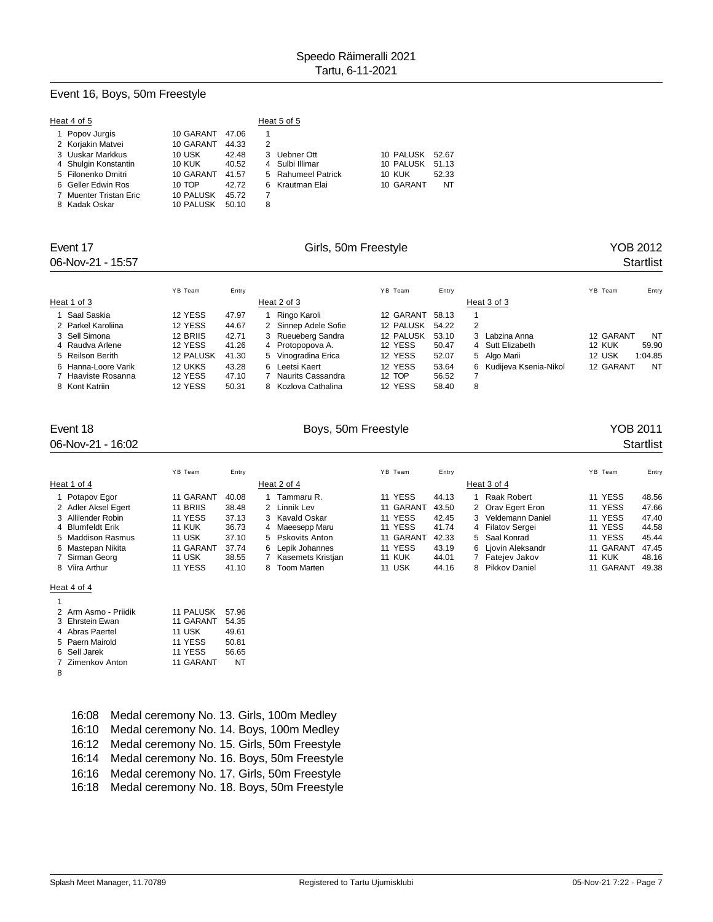## Event 16, Boys, 50m Freestyle

**Heat 4 of 5**

| Lane | Name | YB Team | Entry |
|---|---|---|---|
| 1 | Popov Jurgis | 10 GARANT | 47.06 |
| 2 | Korjakin Matvei | 10 GARANT | 44.33 |
| 3 | Uuskar Markkus | 10 USK | 42.48 |
| 4 | Shulgin Konstantin | 10 KUK | 40.52 |
| 5 | Filonenko Dmitri | 10 GARANT | 41.57 |
| 6 | Geller Edwin Ros | 10 TOP | 42.72 |
| 7 | Muenter Tristan Eric | 10 PALUSK | 45.72 |
| 8 | Kadak Oskar | 10 PALUSK | 50.10 |

**Heat 5 of 5**

| Lane | Name | YB Team | Entry |
|---|---|---|---|
| 1 | | | |
| 2 | | | |
| 3 | Uebner Ott | 10 PALUSK | 52.67 |
| 4 | Sulbi Illimar | 10 PALUSK | 51.13 |
| 5 | Rahumeel Patrick | 10 KUK | 52.33 |
| 6 | Krautman Elai | 10 GARANT | NT |
| 7 | | | |
| 8 | | | |

## Event 17 — Girls, 50m Freestyle — YOB 2012

06-Nov-21 - 15:57 — Startlist

**Heat 1 of 3**

| Lane | Name | YB Team | Entry |
|---|---|---|---|
| 1 | Saal Saskia | 12 YESS | 47.97 |
| 2 | Parkel Karoliina | 12 YESS | 44.67 |
| 3 | Sell Simona | 12 BRIIS | 42.71 |
| 4 | Raudva Arlene | 12 YESS | 41.26 |
| 5 | Reilson Berith | 12 PALUSK | 41.30 |
| 6 | Hanna-Loore Varik | 12 UKKS | 43.28 |
| 7 | Haaviste Rosanna | 12 YESS | 47.10 |
| 8 | Kont Katriin | 12 YESS | 50.31 |

**Heat 2 of 3**

| Lane | Name | YB Team | Entry |
|---|---|---|---|
| 1 | Ringo Karoli | 12 GARANT | 58.13 |
| 2 | Sinnep Adele Sofie | 12 PALUSK | 54.22 |
| 3 | Rueueberg Sandra | 12 PALUSK | 53.10 |
| 4 | Protopopova A. | 12 YESS | 50.47 |
| 5 | Vinogradina Erica | 12 YESS | 52.07 |
| 6 | Leetsi Kaert | 12 YESS | 53.64 |
| 7 | Naurits Cassandra | 12 TOP | 56.52 |
| 8 | Kozlova Cathalina | 12 YESS | 58.40 |

**Heat 3 of 3**

| Lane | Name | YB Team | Entry |
|---|---|---|---|
| 1 | | | |
| 2 | | | |
| 3 | Labzina Anna | 12 GARANT | NT |
| 4 | Sutt Elizabeth | 12 KUK | 59.90 |
| 5 | Algo Marii | 12 USK | 1:04.85 |
| 6 | Kudijeva Ksenia-Nikol | 12 GARANT | NT |
| 7 | | | |
| 8 | | | |

## Event 18 — Boys, 50m Freestyle — YOB 2011

06-Nov-21 - 16:02 — Startlist

**Heat 1 of 4**

| Lane | Name | YB Team | Entry |
|---|---|---|---|
| 1 | Potapov Egor | 11 GARANT | 40.08 |
| 2 | Adler Aksel Egert | 11 BRIIS | 38.48 |
| 3 | Allilender Robin | 11 YESS | 37.13 |
| 4 | Blumfeldt Erik | 11 KUK | 36.73 |
| 5 | Maddison Rasmus | 11 USK | 37.10 |
| 6 | Mastepan Nikita | 11 GARANT | 37.74 |
| 7 | Sirman Georg | 11 USK | 38.55 |
| 8 | Viira Arthur | 11 YESS | 41.10 |

**Heat 2 of 4**

| Lane | Name | YB Team | Entry |
|---|---|---|---|
| 1 | Tammaru R. | 11 YESS | 44.13 |
| 2 | Linnik Lev | 11 GARANT | 43.50 |
| 3 | Kavald Oskar | 11 YESS | 42.45 |
| 4 | Maeesepp Maru | 11 YESS | 41.74 |
| 5 | Pskovits Anton | 11 GARANT | 42.33 |
| 6 | Lepik Johannes | 11 YESS | 43.19 |
| 7 | Kasemets Kristjan | 11 KUK | 44.01 |
| 8 | Toom Marten | 11 USK | 44.16 |

**Heat 3 of 4**

| Lane | Name | YB Team | Entry |
|---|---|---|---|
| 1 | Raak Robert | 11 YESS | 48.56 |
| 2 | Orav Egert Eron | 11 YESS | 47.66 |
| 3 | Veldemann Daniel | 11 YESS | 47.40 |
| 4 | Filatov Sergei | 11 YESS | 44.58 |
| 5 | Saal Konrad | 11 YESS | 45.44 |
| 6 | Ljovin Aleksandr | 11 GARANT | 47.45 |
| 7 | Fatejev Jakov | 11 KUK | 48.16 |
| 8 | Pikkov Daniel | 11 GARANT | 49.38 |

**Heat 4 of 4**

| Lane | Name | YB Team | Entry |
|---|---|---|---|
| 1 | | | |
| 2 | Arm Asmo - Priidik | 11 PALUSK | 57.96 |
| 3 | Ehrstein Ewan | 11 GARANT | 54.35 |
| 4 | Abras Paertel | 11 USK | 49.61 |
| 5 | Paern Mairold | 11 YESS | 50.81 |
| 6 | Sell Jarek | 11 YESS | 56.65 |
| 7 | Zimenkov Anton | 11 GARANT | NT |
| 8 | | | |

16:08 Medal ceremony No. 13. Girls, 100m Medley
16:10 Medal ceremony No. 14. Boys, 100m Medley
16:12 Medal ceremony No. 15. Girls, 50m Freestyle
16:14 Medal ceremony No. 16. Boys, 50m Freestyle
16:16 Medal ceremony No. 17. Girls, 50m Freestyle
16:18 Medal ceremony No. 18. Boys, 50m Freestyle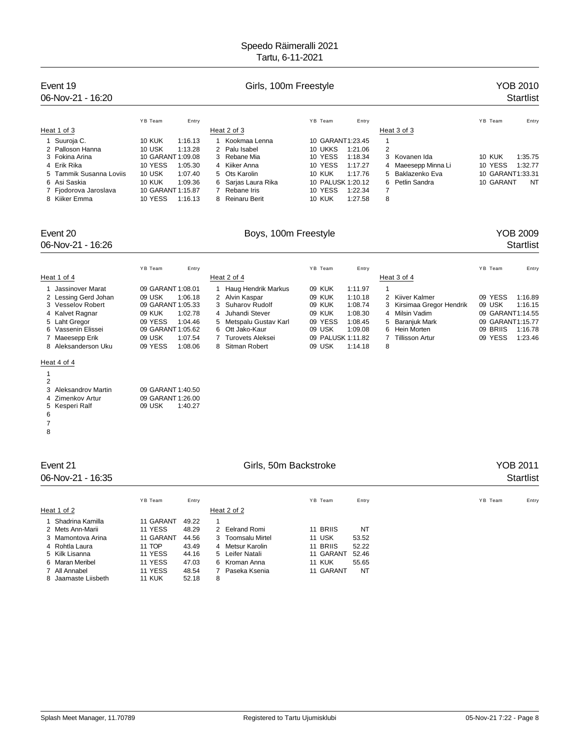# Speedo Räimeralli 2021

Tartu, 6-11-2021

## Event 19 — Girls, 100m Freestyle — YOB 2010

06-Nov-21 - 16:20 — Startlist

### Heat 1 of 3

| Lane | Name | YB | Team | Entry |
|---|---|---|---|---|
| 1 | Suuroja C. | 10 | KUK | 1:16.13 |
| 2 | Palloson Hanna | 10 | USK | 1:13.28 |
| 3 | Fokina Arina | 10 | GARANT | 1:09.08 |
| 4 | Erik Rika | 10 | YESS | 1:05.30 |
| 5 | Tammik Susanna Loviis | 10 | USK | 1:07.40 |
| 6 | Asi Saskia | 10 | KUK | 1:09.36 |
| 7 | Fjodorova Jaroslava | 10 | GARANT | 1:15.87 |
| 8 | Kiiker Emma | 10 | YESS | 1:16.13 |

### Heat 2 of 3

| Lane | Name | YB | Team | Entry |
|---|---|---|---|---|
| 1 | Kookmaa Lenna | 10 | GARANT | 1:23.45 |
| 2 | Palu Isabel | 10 | UKKS | 1:21.06 |
| 3 | Rebane Mia | 10 | YESS | 1:18.34 |
| 4 | Kiiker Anna | 10 | YESS | 1:17.27 |
| 5 | Ots Karolin | 10 | KUK | 1:17.76 |
| 6 | Sarjas Laura Rika | 10 | PALUSK | 1:20.12 |
| 7 | Rebane Iris | 10 | YESS | 1:22.34 |
| 8 | Reinaru Berit | 10 | KUK | 1:27.58 |

### Heat 3 of 3

| Lane | Name | YB | Team | Entry |
|---|---|---|---|---|
| 1 | | | | |
| 2 | | | | |
| 3 | Kovanen Ida | 10 | KUK | 1:35.75 |
| 4 | Maeesepp Minna Li | 10 | YESS | 1:32.77 |
| 5 | Baklazenko Eva | 10 | GARANT | 1:33.31 |
| 6 | Petlin Sandra | 10 | GARANT | NT |
| 7 | | | | |
| 8 | | | | |

## Event 20 — Boys, 100m Freestyle — YOB 2009

06-Nov-21 - 16:26 — Startlist

### Heat 1 of 4

| Lane | Name | YB | Team | Entry |
|---|---|---|---|---|
| 1 | Jassinover Marat | 09 | GARANT | 1:08.01 |
| 2 | Lessing Gerd Johan | 09 | USK | 1:06.18 |
| 3 | Vesselov Robert | 09 | GARANT | 1:05.33 |
| 4 | Kalvet Ragnar | 09 | KUK | 1:02.78 |
| 5 | Laht Gregor | 09 | YESS | 1:04.46 |
| 6 | Vassenin Elissei | 09 | GARANT | 1:05.62 |
| 7 | Maeesepp Erik | 09 | USK | 1:07.54 |
| 8 | Aleksanderson Uku | 09 | YESS | 1:08.06 |

### Heat 2 of 4

| Lane | Name | YB | Team | Entry |
|---|---|---|---|---|
| 1 | Haug Hendrik Markus | 09 | KUK | 1:11.97 |
| 2 | Alvin Kaspar | 09 | KUK | 1:10.18 |
| 3 | Suharov Rudolf | 09 | KUK | 1:08.74 |
| 4 | Juhandi Stever | 09 | KUK | 1:08.30 |
| 5 | Metspalu Gustav Karl | 09 | YESS | 1:08.45 |
| 6 | Ott Jako-Kaur | 09 | USK | 1:09.08 |
| 7 | Turovets Aleksei | 09 | PALUSK | 1:11.82 |
| 8 | Sitman Robert | 09 | USK | 1:14.18 |

### Heat 3 of 4

| Lane | Name | YB | Team | Entry |
|---|---|---|---|---|
| 1 | | | | |
| 2 | Kiiver Kalmer | 09 | YESS | 1:16.89 |
| 3 | Kirsimaa Gregor Hendrik | 09 | USK | 1:16.15 |
| 4 | Milsin Vadim | 09 | GARANT | 1:14.55 |
| 5 | Baranjuk Mark | 09 | GARANT | 1:15.77 |
| 6 | Hein Morten | 09 | BRIIS | 1:16.78 |
| 7 | Tillisson Artur | 09 | YESS | 1:23.46 |
| 8 | | | | |

### Heat 4 of 4

| Lane | Name | YB | Team | Entry |
|---|---|---|---|---|
| 1 | | | | |
| 2 | | | | |
| 3 | Aleksandrov Martin | 09 | GARANT | 1:40.50 |
| 4 | Zimenkov Artur | 09 | GARANT | 1:26.00 |
| 5 | Kesperi Ralf | 09 | USK | 1:40.27 |
| 6 | | | | |
| 7 | | | | |
| 8 | | | | |

## Event 21 — Girls, 50m Backstroke — YOB 2011

06-Nov-21 - 16:35 — Startlist

### Heat 1 of 2

| Lane | Name | YB | Team | Entry |
|---|---|---|---|---|
| 1 | Shadrina Kamilla | 11 | GARANT | 49.22 |
| 2 | Mets Ann-Marii | 11 | YESS | 48.29 |
| 3 | Mamontova Arina | 11 | GARANT | 44.56 |
| 4 | Rohtla Laura | 11 | TOP | 43.49 |
| 5 | Kilk Lisanna | 11 | YESS | 44.16 |
| 6 | Maran Meribel | 11 | YESS | 47.03 |
| 7 | All Annabel | 11 | YESS | 48.54 |
| 8 | Jaamaste Liisbeth | 11 | KUK | 52.18 |

### Heat 2 of 2

| Lane | Name | YB | Team | Entry |
|---|---|---|---|---|
| 1 | | | | |
| 2 | Eelrand Romi | 11 | BRIIS | NT |
| 3 | Toomsalu Mirtel | 11 | USK | 53.52 |
| 4 | Metsur Karolin | 11 | BRIIS | 52.22 |
| 5 | Leifer Natali | 11 | GARANT | 52.46 |
| 6 | Kroman Anna | 11 | KUK | 55.65 |
| 7 | Paseka Ksenia | 11 | GARANT | NT |
| 8 | | | | |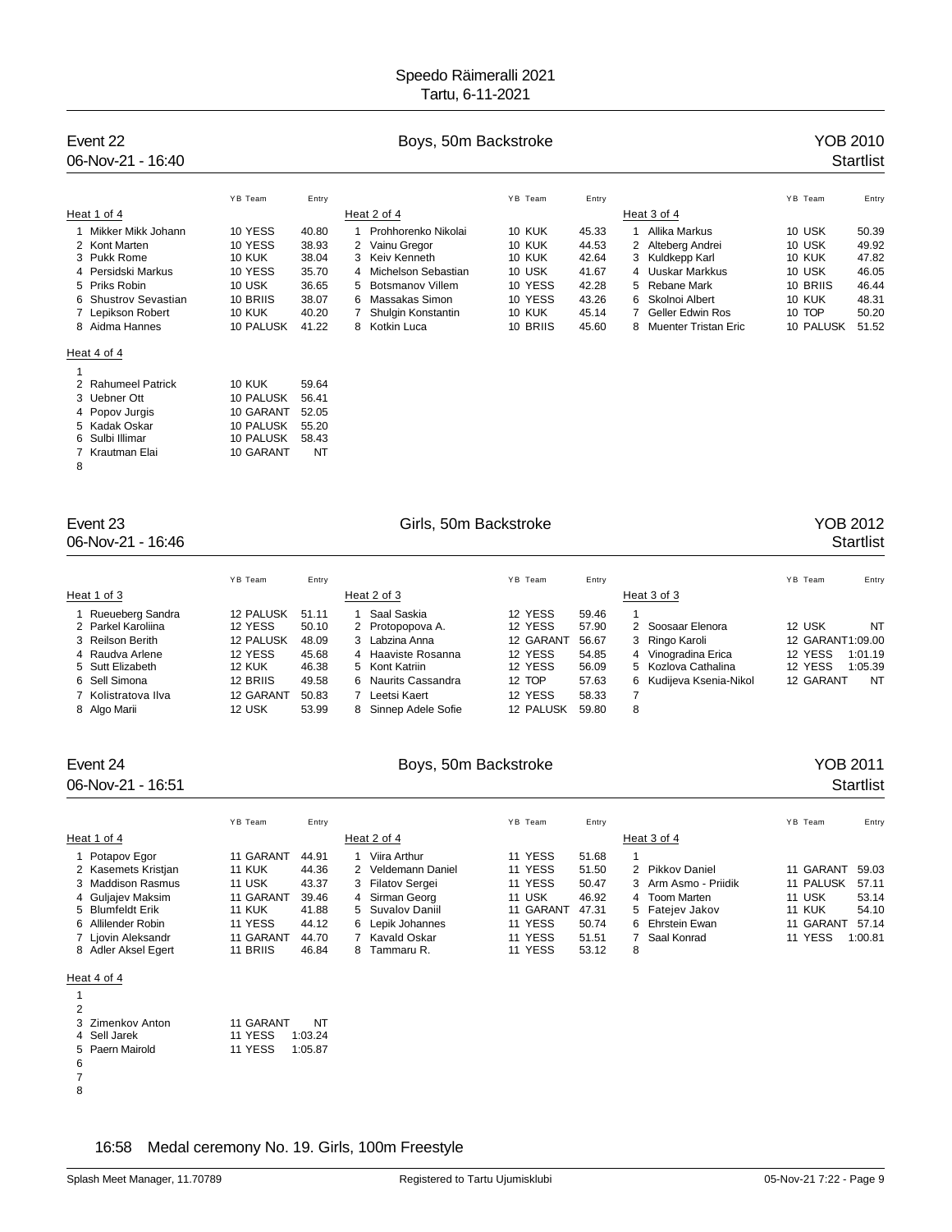Speedo Räimeralli 2021
Tartu, 6-11-2021

## Event 22 — Boys, 50m Backstroke — YOB 2010

06-Nov-21 - 16:40 — Startlist

**Heat 1 of 4**

| Lane | Name | YB | Team | Entry |
|---|---|---|---|---|
| 1 | Mikker Mikk Johann | 10 | YESS | 40.80 |
| 2 | Kont Marten | 10 | YESS | 38.93 |
| 3 | Pukk Rome | 10 | KUK | 38.04 |
| 4 | Persidski Markus | 10 | YESS | 35.70 |
| 5 | Priks Robin | 10 | USK | 36.65 |
| 6 | Shustrov Sevastian | 10 | BRIIS | 38.07 |
| 7 | Lepikson Robert | 10 | KUK | 40.20 |
| 8 | Aidma Hannes | 10 | PALUSK | 41.22 |

**Heat 2 of 4**

| Lane | Name | YB | Team | Entry |
|---|---|---|---|---|
| 1 | Prohhorenko Nikolai | 10 | KUK | 45.33 |
| 2 | Vainu Gregor | 10 | KUK | 44.53 |
| 3 | Keiv Kenneth | 10 | KUK | 42.64 |
| 4 | Michelson Sebastian | 10 | USK | 41.67 |
| 5 | Botsmanov Villem | 10 | YESS | 42.28 |
| 6 | Massakas Simon | 10 | YESS | 43.26 |
| 7 | Shulgin Konstantin | 10 | KUK | 45.14 |
| 8 | Kotkin Luca | 10 | BRIIS | 45.60 |

**Heat 3 of 4**

| Lane | Name | YB | Team | Entry |
|---|---|---|---|---|
| 1 | Allika Markus | 10 | USK | 50.39 |
| 2 | Alteberg Andrei | 10 | USK | 49.92 |
| 3 | Kuldkepp Karl | 10 | KUK | 47.82 |
| 4 | Uuskar Markkus | 10 | USK | 46.05 |
| 5 | Rebane Mark | 10 | BRIIS | 46.44 |
| 6 | Skolnoi Albert | 10 | KUK | 48.31 |
| 7 | Geller Edwin Ros | 10 | TOP | 50.20 |
| 8 | Muenter Tristan Eric | 10 | PALUSK | 51.52 |

**Heat 4 of 4**

| Lane | Name | YB | Team | Entry |
|---|---|---|---|---|
| 1 | | | | |
| 2 | Rahumeel Patrick | 10 | KUK | 59.64 |
| 3 | Uebner Ott | 10 | PALUSK | 56.41 |
| 4 | Popov Jurgis | 10 | GARANT | 52.05 |
| 5 | Kadak Oskar | 10 | PALUSK | 55.20 |
| 6 | Sulbi Illimar | 10 | PALUSK | 58.43 |
| 7 | Krautman Elai | 10 | GARANT | NT |
| 8 | | | | |

## Event 23 — Girls, 50m Backstroke — YOB 2012

06-Nov-21 - 16:46 — Startlist

**Heat 1 of 3**

| Lane | Name | YB | Team | Entry |
|---|---|---|---|---|
| 1 | Rueueberg Sandra | 12 | PALUSK | 51.11 |
| 2 | Parkel Karoliina | 12 | YESS | 50.10 |
| 3 | Reilson Berith | 12 | PALUSK | 48.09 |
| 4 | Raudva Arlene | 12 | YESS | 45.68 |
| 5 | Sutt Elizabeth | 12 | KUK | 46.38 |
| 6 | Sell Simona | 12 | BRIIS | 49.58 |
| 7 | Kolistratova Ilva | 12 | GARANT | 50.83 |
| 8 | Algo Marii | 12 | USK | 53.99 |

**Heat 2 of 3**

| Lane | Name | YB | Team | Entry |
|---|---|---|---|---|
| 1 | Saal Saskia | 12 | YESS | 59.46 |
| 2 | Protopopova A. | 12 | YESS | 57.90 |
| 3 | Labzina Anna | 12 | GARANT | 56.67 |
| 4 | Haaviste Rosanna | 12 | YESS | 54.85 |
| 5 | Kont Katriin | 12 | YESS | 56.09 |
| 6 | Naurits Cassandra | 12 | TOP | 57.63 |
| 7 | Leetsi Kaert | 12 | YESS | 58.33 |
| 8 | Sinnep Adele Sofie | 12 | PALUSK | 59.80 |

**Heat 3 of 3**

| Lane | Name | YB | Team | Entry |
|---|---|---|---|---|
| 1 | | | | |
| 2 | Soosaar Elenora | 12 | USK | NT |
| 3 | Ringo Karoli | 12 | GARANT | 1:09.00 |
| 4 | Vinogradina Erica | 12 | YESS | 1:01.19 |
| 5 | Kozlova Cathalina | 12 | YESS | 1:05.39 |
| 6 | Kudijeva Ksenia-Nikol | 12 | GARANT | NT |
| 7 | | | | |
| 8 | | | | |

## Event 24 — Boys, 50m Backstroke — YOB 2011

06-Nov-21 - 16:51 — Startlist

**Heat 1 of 4**

| Lane | Name | YB | Team | Entry |
|---|---|---|---|---|
| 1 | Potapov Egor | 11 | GARANT | 44.91 |
| 2 | Kasemets Kristjan | 11 | KUK | 44.36 |
| 3 | Maddison Rasmus | 11 | USK | 43.37 |
| 4 | Guljajev Maksim | 11 | GARANT | 39.46 |
| 5 | Blumfeldt Erik | 11 | KUK | 41.88 |
| 6 | Allilender Robin | 11 | YESS | 44.12 |
| 7 | Ljovin Aleksandr | 11 | GARANT | 44.70 |
| 8 | Adler Aksel Egert | 11 | BRIIS | 46.84 |

**Heat 2 of 4**

| Lane | Name | YB | Team | Entry |
|---|---|---|---|---|
| 1 | Viira Arthur | 11 | YESS | 51.68 |
| 2 | Veldemann Daniel | 11 | YESS | 51.50 |
| 3 | Filatov Sergei | 11 | YESS | 50.47 |
| 4 | Sirman Georg | 11 | USK | 46.92 |
| 5 | Suvalov Daniil | 11 | GARANT | 47.31 |
| 6 | Lepik Johannes | 11 | YESS | 50.74 |
| 7 | Kavald Oskar | 11 | YESS | 51.51 |
| 8 | Tammaru R. | 11 | YESS | 53.12 |

**Heat 3 of 4**

| Lane | Name | YB | Team | Entry |
|---|---|---|---|---|
| 1 | | | | |
| 2 | Pikkov Daniel | 11 | GARANT | 59.03 |
| 3 | Arm Asmo - Priidik | 11 | PALUSK | 57.11 |
| 4 | Toom Marten | 11 | USK | 53.14 |
| 5 | Fatejev Jakov | 11 | KUK | 54.10 |
| 6 | Ehrstein Ewan | 11 | GARANT | 57.14 |
| 7 | Saal Konrad | 11 | YESS | 1:00.81 |
| 8 | | | | |

**Heat 4 of 4**

| Lane | Name | YB | Team | Entry |
|---|---|---|---|---|
| 1 | | | | |
| 2 | | | | |
| 3 | Zimenkov Anton | 11 | GARANT | NT |
| 4 | Sell Jarek | 11 | YESS | 1:03.24 |
| 5 | Paern Mairold | 11 | YESS | 1:05.87 |
| 6 | | | | |
| 7 | | | | |
| 8 | | | | |

16:58 Medal ceremony No. 19. Girls, 100m Freestyle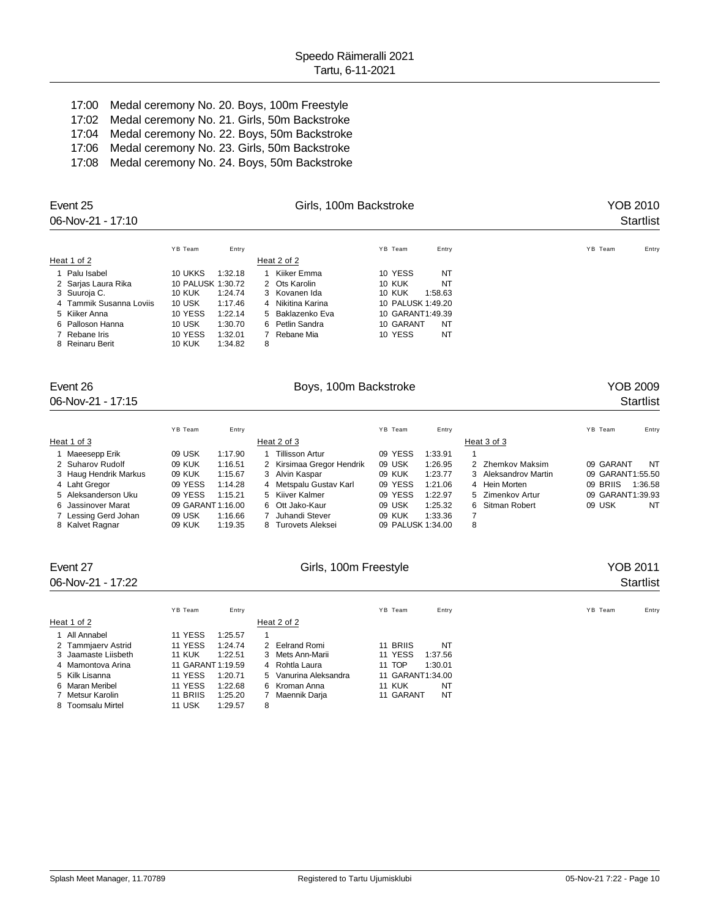17:00 Medal ceremony No. 20. Boys, 100m Freestyle
17:02 Medal ceremony No. 21. Girls, 50m Backstroke
17:04 Medal ceremony No. 22. Boys, 50m Backstroke
17:06 Medal ceremony No. 23. Girls, 50m Backstroke
17:08 Medal ceremony No. 24. Boys, 50m Backstroke

## Event 25 — Girls, 100m Backstroke — YOB 2010

06-Nov-21 - 17:10 — Startlist

| Heat 1 of 2 | YB | Team | Entry | Heat 2 of 2 | YB | Team | Entry |
|---|---|---|---|---|---|---|---|
| 1 Palu Isabel | 10 | UKKS | 1:32.18 | 1 Kiiker Emma | 10 | YESS | NT |
| 2 Sarjas Laura Rika | 10 | PALUSK | 1:30.72 | 2 Ots Karolin | 10 | KUK | NT |
| 3 Suuroja C. | 10 | KUK | 1:24.74 | 3 Kovanen Ida | 10 | KUK | 1:58.63 |
| 4 Tammik Susanna Loviis | 10 | USK | 1:17.46 | 4 Nikitina Karina | 10 | PALUSK | 1:49.20 |
| 5 Kiiker Anna | 10 | YESS | 1:22.14 | 5 Baklazenko Eva | 10 | GARANT | 1:49.39 |
| 6 Palloson Hanna | 10 | USK | 1:30.70 | 6 Petlin Sandra | 10 | GARANT | NT |
| 7 Rebane Iris | 10 | YESS | 1:32.01 | 7 Rebane Mia | 10 | YESS | NT |
| 8 Reinaru Berit | 10 | KUK | 1:34.82 | 8 | | | |

## Event 26 — Boys, 100m Backstroke — YOB 2009

06-Nov-21 - 17:15 — Startlist

| Heat 1 of 3 | YB | Team | Entry | Heat 2 of 3 | YB | Team | Entry | Heat 3 of 3 | YB | Team | Entry |
|---|---|---|---|---|---|---|---|---|---|---|---|
| 1 Maeesepp Erik | 09 | USK | 1:17.90 | 1 Tillisson Artur | 09 | YESS | 1:33.91 | 1 | | | |
| 2 Suharov Rudolf | 09 | KUK | 1:16.51 | 2 Kirsimaa Gregor Hendrik | 09 | USK | 1:26.95 | 2 Zhemkov Maksim | 09 | GARANT | NT |
| 3 Haug Hendrik Markus | 09 | KUK | 1:15.67 | 3 Alvin Kaspar | 09 | KUK | 1:23.77 | 3 Aleksandrov Martin | 09 | GARANT | 1:55.50 |
| 4 Laht Gregor | 09 | YESS | 1:14.28 | 4 Metspalu Gustav Karl | 09 | YESS | 1:21.06 | 4 Hein Morten | 09 | BRIIS | 1:36.58 |
| 5 Aleksanderson Uku | 09 | YESS | 1:15.21 | 5 Kiiver Kalmer | 09 | YESS | 1:22.97 | 5 Zimenkov Artur | 09 | GARANT | 1:39.93 |
| 6 Jassinover Marat | 09 | GARANT | 1:16.00 | 6 Ott Jako-Kaur | 09 | USK | 1:25.32 | 6 Sitman Robert | 09 | USK | NT |
| 7 Lessing Gerd Johan | 09 | USK | 1:16.66 | 7 Juhandi Stever | 09 | KUK | 1:33.36 | 7 | | | |
| 8 Kalvet Ragnar | 09 | KUK | 1:19.35 | 8 Turovets Aleksei | 09 | PALUSK | 1:34.00 | 8 | | | |

## Event 27 — Girls, 100m Freestyle — YOB 2011

06-Nov-21 - 17:22 — Startlist

| Heat 1 of 2 | YB | Team | Entry | Heat 2 of 2 | YB | Team | Entry |
|---|---|---|---|---|---|---|---|
| 1 All Annabel | 11 | YESS | 1:25.57 | 1 | | | |
| 2 Tammjaerv Astrid | 11 | YESS | 1:24.74 | 2 Eelrand Romi | 11 | BRIIS | NT |
| 3 Jaamaste Liisbeth | 11 | KUK | 1:22.51 | 3 Mets Ann-Marii | 11 | YESS | 1:37.56 |
| 4 Mamontova Arina | 11 | GARANT | 1:19.59 | 4 Rohtla Laura | 11 | TOP | 1:30.01 |
| 5 Kilk Lisanna | 11 | YESS | 1:20.71 | 5 Vanurina Aleksandra | 11 | GARANT | 1:34.00 |
| 6 Maran Meribel | 11 | YESS | 1:22.68 | 6 Kroman Anna | 11 | KUK | NT |
| 7 Metsur Karolin | 11 | BRIIS | 1:25.20 | 7 Maennik Darja | 11 | GARANT | NT |
| 8 Toomsalu Mirtel | 11 | USK | 1:29.57 | 8 | | | |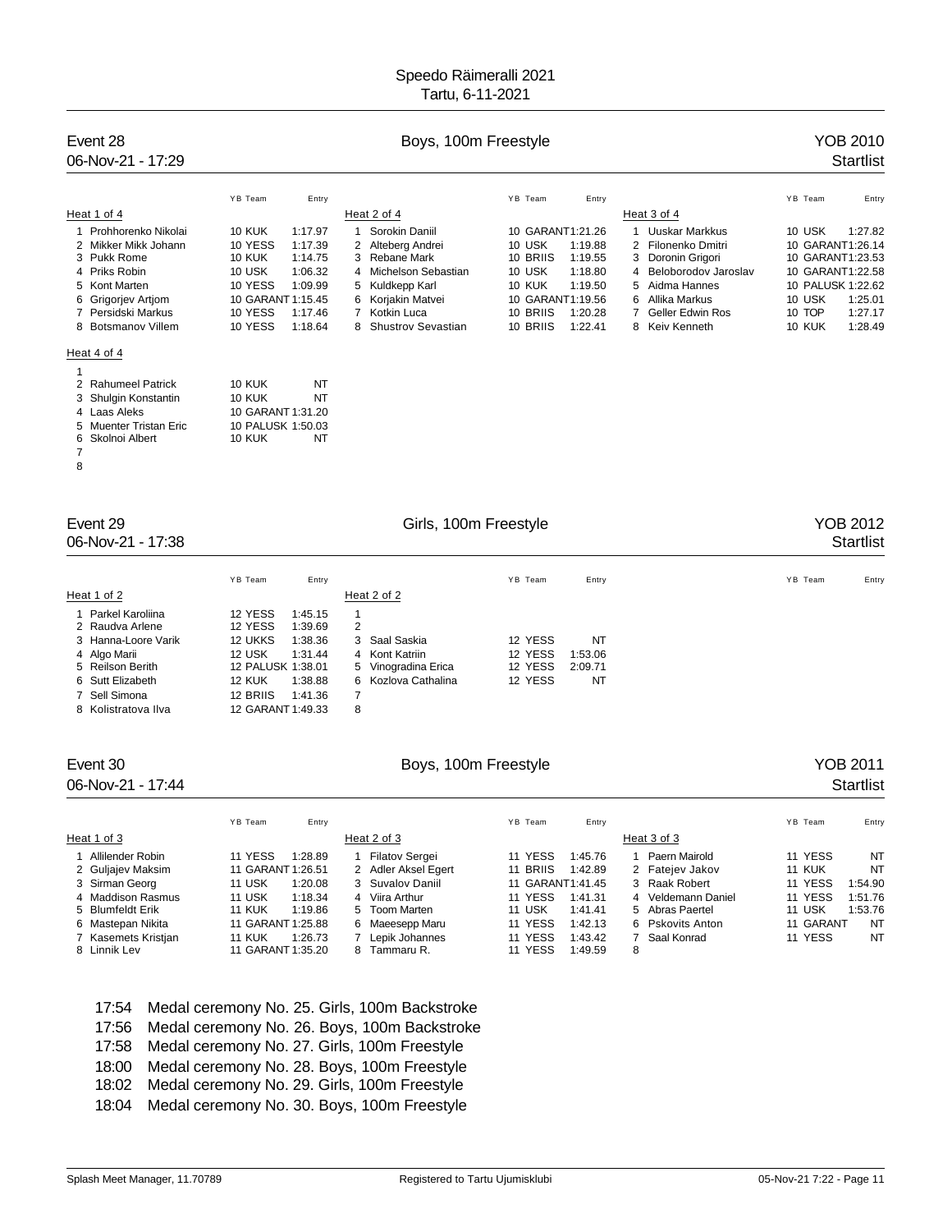Speedo Räimeralli 2021
Tartu, 6-11-2021

## Event 28 — Boys, 100m Freestyle — YOB 2010
06-Nov-21 - 17:29 — Startlist

### Heat 1 of 4

| Lane | Name | YB | Team | Entry |
|---|---|---|---|---|
| 1 | Prohhorenko Nikolai | 10 | KUK | 1:17.97 |
| 2 | Mikker Mikk Johann | 10 | YESS | 1:17.39 |
| 3 | Pukk Rome | 10 | KUK | 1:14.75 |
| 4 | Priks Robin | 10 | USK | 1:06.32 |
| 5 | Kont Marten | 10 | YESS | 1:09.99 |
| 6 | Grigorjev Artjom | 10 | GARANT | 1:15.45 |
| 7 | Persidski Markus | 10 | YESS | 1:17.46 |
| 8 | Botsmanov Villem | 10 | YESS | 1:18.64 |

### Heat 2 of 4

| Lane | Name | YB | Team | Entry |
|---|---|---|---|---|
| 1 | Sorokin Daniil | 10 | GARANT | 1:21.26 |
| 2 | Alteberg Andrei | 10 | USK | 1:19.88 |
| 3 | Rebane Mark | 10 | BRIIS | 1:19.55 |
| 4 | Michelson Sebastian | 10 | USK | 1:18.80 |
| 5 | Kuldkepp Karl | 10 | KUK | 1:19.50 |
| 6 | Korjakin Matvei | 10 | GARANT | 1:19.56 |
| 7 | Kotkin Luca | 10 | BRIIS | 1:20.28 |
| 8 | Shustrov Sevastian | 10 | BRIIS | 1:22.41 |

### Heat 3 of 4

| Lane | Name | YB | Team | Entry |
|---|---|---|---|---|
| 1 | Uuskar Markkus | 10 | USK | 1:27.82 |
| 2 | Filonenko Dmitri | 10 | GARANT | 1:26.14 |
| 3 | Doronin Grigori | 10 | GARANT | 1:23.53 |
| 4 | Beloborodov Jaroslav | 10 | GARANT | 1:22.58 |
| 5 | Aidma Hannes | 10 | PALUSK | 1:22.62 |
| 6 | Allika Markus | 10 | USK | 1:25.01 |
| 7 | Geller Edwin Ros | 10 | TOP | 1:27.17 |
| 8 | Keiv Kenneth | 10 | KUK | 1:28.49 |

### Heat 4 of 4

| Lane | Name | YB | Team | Entry |
|---|---|---|---|---|
| 1 | | | | |
| 2 | Rahumeel Patrick | 10 | KUK | NT |
| 3 | Shulgin Konstantin | 10 | KUK | NT |
| 4 | Laas Aleks | 10 | GARANT | 1:31.20 |
| 5 | Muenter Tristan Eric | 10 | PALUSK | 1:50.03 |
| 6 | Skolnoi Albert | 10 | KUK | NT |
| 7 | | | | |
| 8 | | | | |

## Event 29 — Girls, 100m Freestyle — YOB 2012
06-Nov-21 - 17:38 — Startlist

### Heat 1 of 2

| Lane | Name | YB | Team | Entry |
|---|---|---|---|---|
| 1 | Parkel Karoliina | 12 | YESS | 1:45.15 |
| 2 | Raudva Arlene | 12 | YESS | 1:39.69 |
| 3 | Hanna-Loore Varik | 12 | UKKS | 1:38.36 |
| 4 | Algo Marii | 12 | USK | 1:31.44 |
| 5 | Reilson Berith | 12 | PALUSK | 1:38.01 |
| 6 | Sutt Elizabeth | 12 | KUK | 1:38.88 |
| 7 | Sell Simona | 12 | BRIIS | 1:41.36 |
| 8 | Kolistratova Ilva | 12 | GARANT | 1:49.33 |

### Heat 2 of 2

| Lane | Name | YB | Team | Entry |
|---|---|---|---|---|
| 1 | | | | |
| 2 | | | | |
| 3 | Saal Saskia | 12 | YESS | NT |
| 4 | Kont Katriin | 12 | YESS | 1:53.06 |
| 5 | Vinogradina Erica | 12 | YESS | 2:09.71 |
| 6 | Kozlova Cathalina | 12 | YESS | NT |
| 7 | | | | |
| 8 | | | | |

## Event 30 — Boys, 100m Freestyle — YOB 2011
06-Nov-21 - 17:44 — Startlist

### Heat 1 of 3

| Lane | Name | YB | Team | Entry |
|---|---|---|---|---|
| 1 | Allilender Robin | 11 | YESS | 1:28.89 |
| 2 | Guljajev Maksim | 11 | GARANT | 1:26.51 |
| 3 | Sirman Georg | 11 | USK | 1:20.08 |
| 4 | Maddison Rasmus | 11 | USK | 1:18.34 |
| 5 | Blumfeldt Erik | 11 | KUK | 1:19.86 |
| 6 | Mastepan Nikita | 11 | GARANT | 1:25.88 |
| 7 | Kasemets Kristjan | 11 | KUK | 1:26.73 |
| 8 | Linnik Lev | 11 | GARANT | 1:35.20 |

### Heat 2 of 3

| Lane | Name | YB | Team | Entry |
|---|---|---|---|---|
| 1 | Filatov Sergei | 11 | YESS | 1:45.76 |
| 2 | Adler Aksel Egert | 11 | BRIIS | 1:42.89 |
| 3 | Suvalov Daniil | 11 | GARANT | 1:41.45 |
| 4 | Viira Arthur | 11 | YESS | 1:41.31 |
| 5 | Toom Marten | 11 | USK | 1:41.41 |
| 6 | Maeesepp Maru | 11 | YESS | 1:42.13 |
| 7 | Lepik Johannes | 11 | YESS | 1:43.42 |
| 8 | Tammaru R. | 11 | YESS | 1:49.59 |

### Heat 3 of 3

| Lane | Name | YB | Team | Entry |
|---|---|---|---|---|
| 1 | Paern Mairold | 11 | YESS | NT |
| 2 | Fatejev Jakov | 11 | KUK | NT |
| 3 | Raak Robert | 11 | YESS | 1:54.90 |
| 4 | Veldemann Daniel | 11 | YESS | 1:51.76 |
| 5 | Abras Paertel | 11 | USK | 1:53.76 |
| 6 | Pskovits Anton | 11 | GARANT | NT |
| 7 | Saal Konrad | 11 | YESS | NT |
| 8 | | | | |

17:54 Medal ceremony No. 25. Girls, 100m Backstroke
17:56 Medal ceremony No. 26. Boys, 100m Backstroke
17:58 Medal ceremony No. 27. Girls, 100m Freestyle
18:00 Medal ceremony No. 28. Boys, 100m Freestyle
18:02 Medal ceremony No. 29. Girls, 100m Freestyle
18:04 Medal ceremony No. 30. Boys, 100m Freestyle